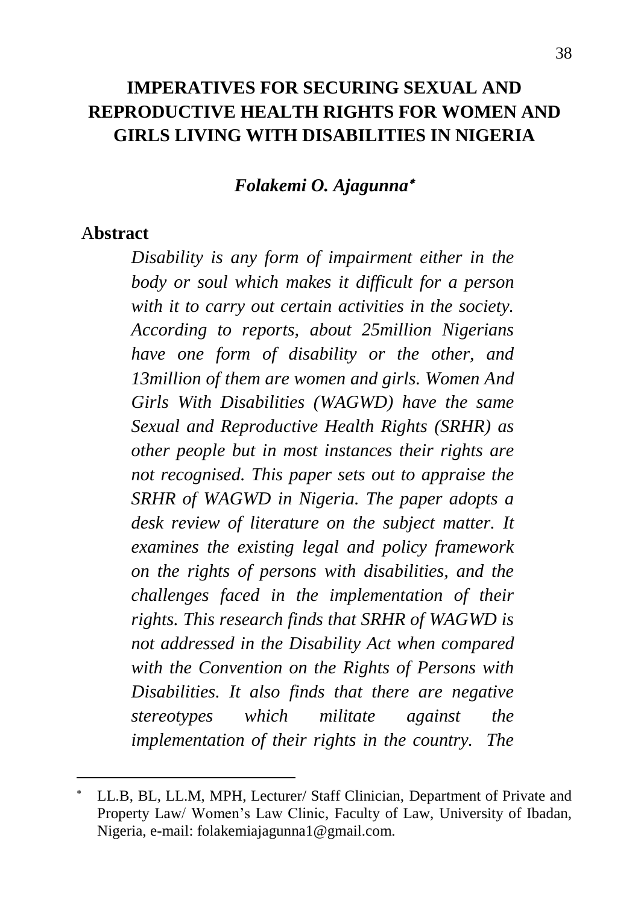# IMPERATIVES FOR SECURING SEXUAL AND REPRODUCTIVE HEALTH RIGHTS FOR WOMEN AND GIRLS LIVING WITH DISABILITIES IN NIGERIA

***Folakemi O. Ajagunna*** [*]

## Abstract

*Disability is any form of impairment either in the body or soul which makes it difficult for a person with it to carry out certain activities in the society. According to reports, about 25million Nigerians have one form of disability or the other, and 13million of them are women and girls. Women And Girls With Disabilities (WAGWD) have the same Sexual and Reproductive Health Rights (SRHR) as other people but in most instances their rights are not recognised. This paper sets out to appraise the SRHR of WAGWD in Nigeria. The paper adopts a desk review of literature on the subject matter. It examines the existing legal and policy framework on the rights of persons with disabilities, and the challenges faced in the implementation of their rights. This research finds that SRHR of WAGWD is not addressed in the Disability Act when compared with the Convention on the Rights of Persons with Disabilities. It also finds that there are negative stereotypes which militate against the implementation of their rights in the country. The*

---

[*] LL.B, BL, LL.M, MPH, Lecturer/ Staff Clinician, Department of Private and Property Law/ Women's Law Clinic, Faculty of Law, University of Ibadan, Nigeria, e-mail: folakemiajagunna1@gmail.com.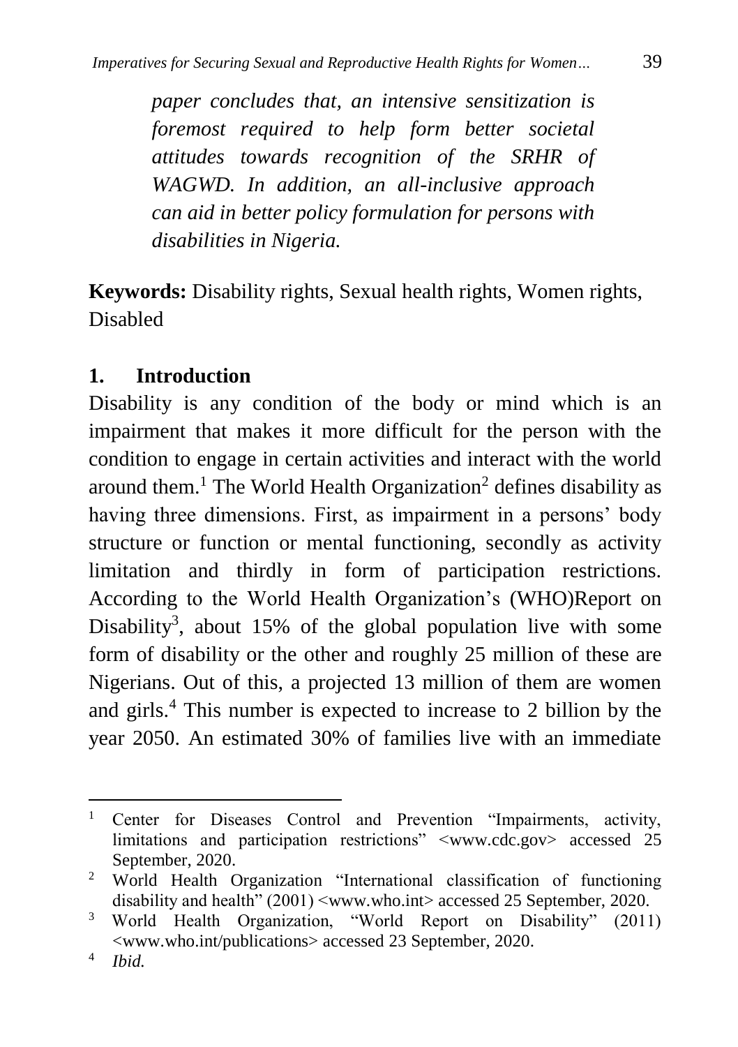*paper concludes that, an intensive sensitization is foremost required to help form better societal attitudes towards recognition of the SRHR of WAGWD. In addition, an all-inclusive approach can aid in better policy formulation for persons with disabilities in Nigeria.*

**Keywords:** Disability rights, Sexual health rights, Women rights, Disabled

## 1. Introduction

Disability is any condition of the body or mind which is an impairment that makes it more difficult for the person with the condition to engage in certain activities and interact with the world around them.[1] The World Health Organization[2] defines disability as having three dimensions. First, as impairment in a persons' body structure or function or mental functioning, secondly as activity limitation and thirdly in form of participation restrictions. According to the World Health Organization's (WHO)Report on Disability[3], about 15% of the global population live with some form of disability or the other and roughly 25 million of these are Nigerians. Out of this, a projected 13 million of them are women and girls.[4] This number is expected to increase to 2 billion by the year 2050. An estimated 30% of families live with an immediate

---

[1] Center for Diseases Control and Prevention "Impairments, activity, limitations and participation restrictions" <www.cdc.gov> accessed 25 September, 2020.

[2] World Health Organization "International classification of functioning disability and health" (2001) <www.who.int> accessed 25 September, 2020.

[3] World Health Organization, "World Report on Disability" (2011) <www.who.int/publications> accessed 23 September, 2020.

[4] *Ibid.*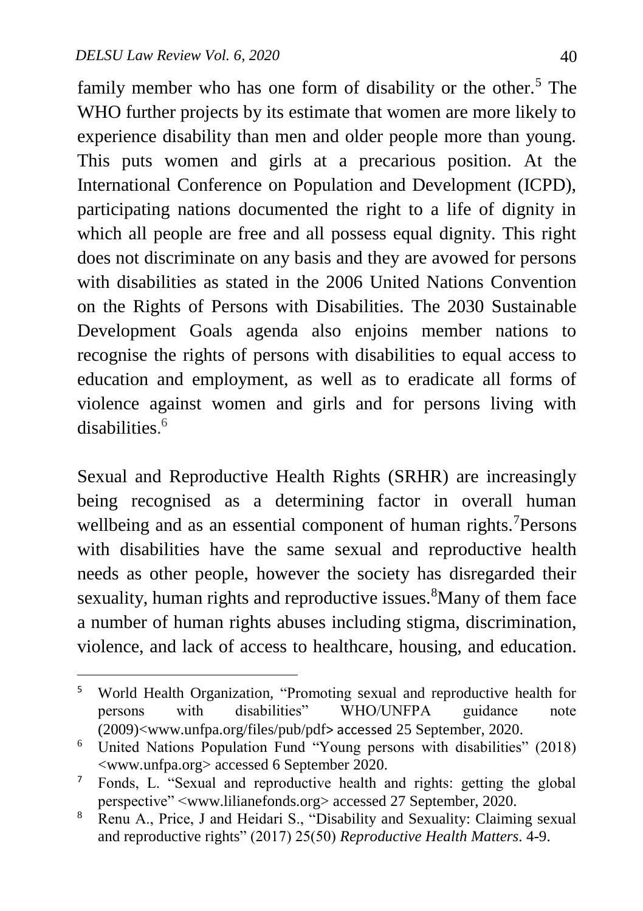family member who has one form of disability or the other.[5] The WHO further projects by its estimate that women are more likely to experience disability than men and older people more than young. This puts women and girls at a precarious position. At the International Conference on Population and Development (ICPD), participating nations documented the right to a life of dignity in which all people are free and all possess equal dignity. This right does not discriminate on any basis and they are avowed for persons with disabilities as stated in the 2006 United Nations Convention on the Rights of Persons with Disabilities. The 2030 Sustainable Development Goals agenda also enjoins member nations to recognise the rights of persons with disabilities to equal access to education and employment, as well as to eradicate all forms of violence against women and girls and for persons living with disabilities.[6]

Sexual and Reproductive Health Rights (SRHR) are increasingly being recognised as a determining factor in overall human wellbeing and as an essential component of human rights.[7]Persons with disabilities have the same sexual and reproductive health needs as other people, however the society has disregarded their sexuality, human rights and reproductive issues.[8]Many of them face a number of human rights abuses including stigma, discrimination, violence, and lack of access to healthcare, housing, and education.

---

[5] World Health Organization, "Promoting sexual and reproductive health for persons with disabilities" WHO/UNFPA guidance note (2009)<www.unfpa.org/files/pub/pdf> accessed 25 September, 2020.

[6] United Nations Population Fund "Young persons with disabilities" (2018) <www.unfpa.org> accessed 6 September 2020.

[7] Fonds, L. "Sexual and reproductive health and rights: getting the global perspective" <www.lilianefonds.org> accessed 27 September, 2020.

[8] Renu A., Price, J and Heidari S., "Disability and Sexuality: Claiming sexual and reproductive rights" (2017) 25(50) *Reproductive Health Matters*. 4-9.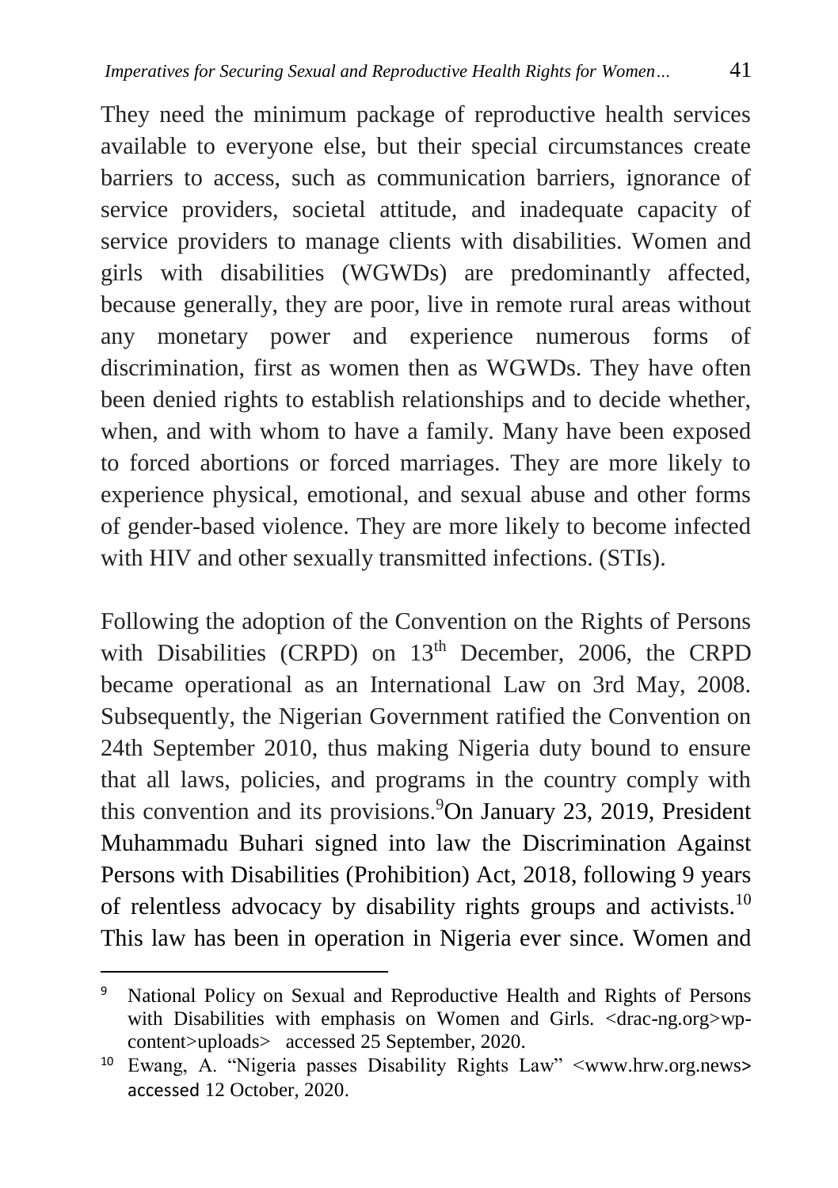They need the minimum package of reproductive health services available to everyone else, but their special circumstances create barriers to access, such as communication barriers, ignorance of service providers, societal attitude, and inadequate capacity of service providers to manage clients with disabilities. Women and girls with disabilities (WGWDs) are predominantly affected, because generally, they are poor, live in remote rural areas without any monetary power and experience numerous forms of discrimination, first as women then as WGWDs. They have often been denied rights to establish relationships and to decide whether, when, and with whom to have a family. Many have been exposed to forced abortions or forced marriages. They are more likely to experience physical, emotional, and sexual abuse and other forms of gender-based violence. They are more likely to become infected with HIV and other sexually transmitted infections. (STIs).

Following the adoption of the Convention on the Rights of Persons with Disabilities (CRPD) on 13th December, 2006, the CRPD became operational as an International Law on 3rd May, 2008. Subsequently, the Nigerian Government ratified the Convention on 24th September 2010, thus making Nigeria duty bound to ensure that all laws, policies, and programs in the country comply with this convention and its provisions.[9] On January 23, 2019, President Muhammadu Buhari signed into law the Discrimination Against Persons with Disabilities (Prohibition) Act, 2018, following 9 years of relentless advocacy by disability rights groups and activists.[10] This law has been in operation in Nigeria ever since. Women and

---

[9] National Policy on Sexual and Reproductive Health and Rights of Persons with Disabilities with emphasis on Women and Girls. <drac-ng.org>wp-content>uploads> accessed 25 September, 2020.

[10] Ewang, A. "Nigeria passes Disability Rights Law" <www.hrw.org.news> accessed 12 October, 2020.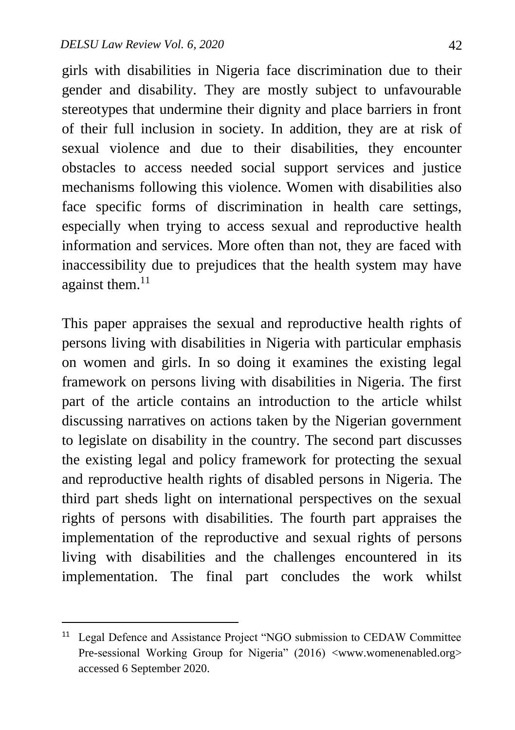girls with disabilities in Nigeria face discrimination due to their gender and disability. They are mostly subject to unfavourable stereotypes that undermine their dignity and place barriers in front of their full inclusion in society. In addition, they are at risk of sexual violence and due to their disabilities, they encounter obstacles to access needed social support services and justice mechanisms following this violence. Women with disabilities also face specific forms of discrimination in health care settings, especially when trying to access sexual and reproductive health information and services. More often than not, they are faced with inaccessibility due to prejudices that the health system may have against them.[11]

This paper appraises the sexual and reproductive health rights of persons living with disabilities in Nigeria with particular emphasis on women and girls. In so doing it examines the existing legal framework on persons living with disabilities in Nigeria. The first part of the article contains an introduction to the article whilst discussing narratives on actions taken by the Nigerian government to legislate on disability in the country. The second part discusses the existing legal and policy framework for protecting the sexual and reproductive health rights of disabled persons in Nigeria. The third part sheds light on international perspectives on the sexual rights of persons with disabilities. The fourth part appraises the implementation of the reproductive and sexual rights of persons living with disabilities and the challenges encountered in its implementation. The final part concludes the work whilst

---

[11] Legal Defence and Assistance Project "NGO submission to CEDAW Committee Pre-sessional Working Group for Nigeria" (2016) <www.womenenabled.org> accessed 6 September 2020.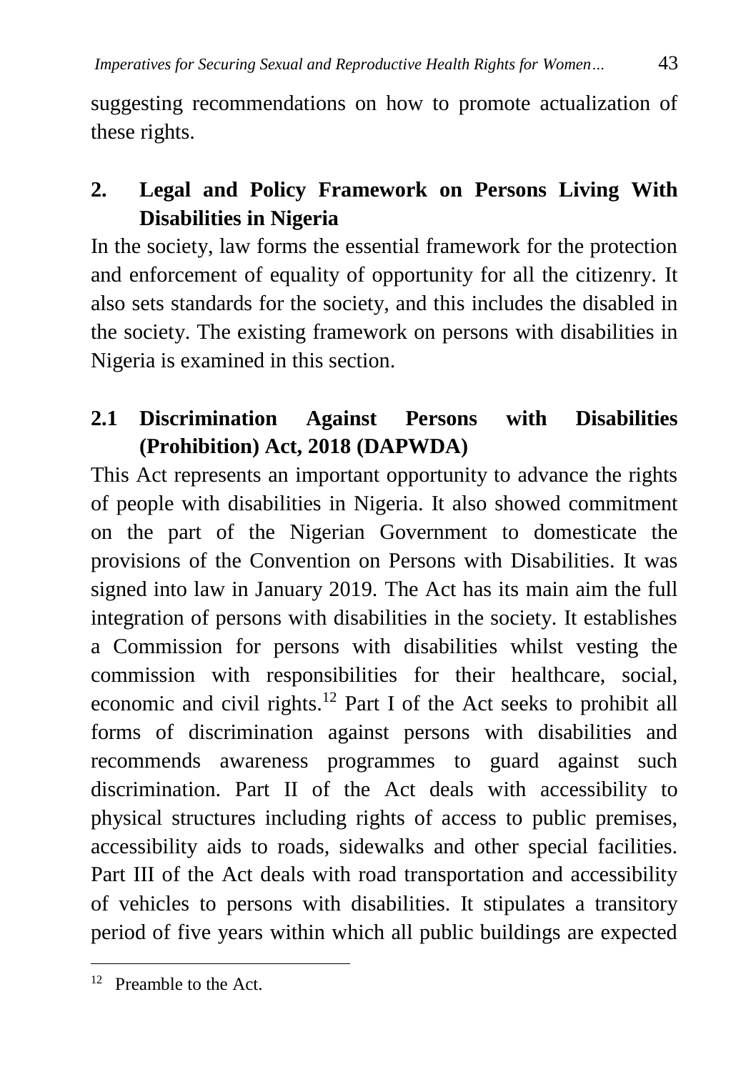suggesting recommendations on how to promote actualization of these rights.

## 2. Legal and Policy Framework on Persons Living With Disabilities in Nigeria

In the society, law forms the essential framework for the protection and enforcement of equality of opportunity for all the citizenry. It also sets standards for the society, and this includes the disabled in the society. The existing framework on persons with disabilities in Nigeria is examined in this section.

### 2.1 Discrimination Against Persons with Disabilities (Prohibition) Act, 2018 (DAPWDA)

This Act represents an important opportunity to advance the rights of people with disabilities in Nigeria. It also showed commitment on the part of the Nigerian Government to domesticate the provisions of the Convention on Persons with Disabilities. It was signed into law in January 2019. The Act has its main aim the full integration of persons with disabilities in the society. It establishes a Commission for persons with disabilities whilst vesting the commission with responsibilities for their healthcare, social, economic and civil rights.[12] Part I of the Act seeks to prohibit all forms of discrimination against persons with disabilities and recommends awareness programmes to guard against such discrimination. Part II of the Act deals with accessibility to physical structures including rights of access to public premises, accessibility aids to roads, sidewalks and other special facilities. Part III of the Act deals with road transportation and accessibility of vehicles to persons with disabilities. It stipulates a transitory period of five years within which all public buildings are expected

[12] Preamble to the Act.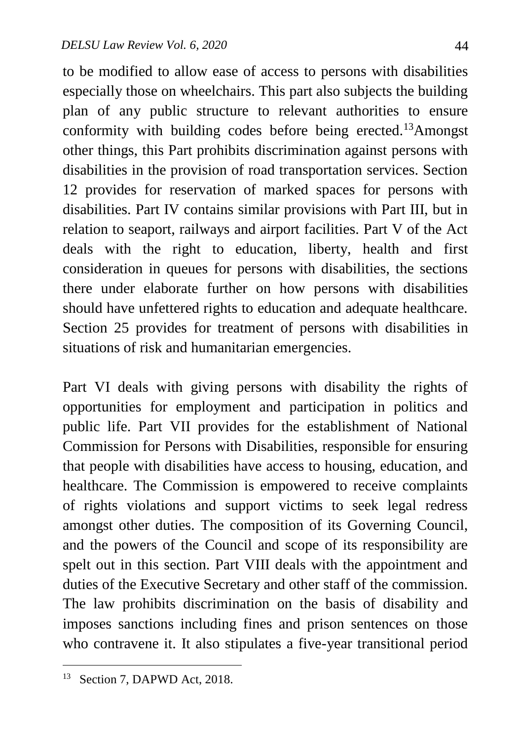to be modified to allow ease of access to persons with disabilities especially those on wheelchairs. This part also subjects the building plan of any public structure to relevant authorities to ensure conformity with building codes before being erected.[13]Amongst other things, this Part prohibits discrimination against persons with disabilities in the provision of road transportation services. Section 12 provides for reservation of marked spaces for persons with disabilities. Part IV contains similar provisions with Part III, but in relation to seaport, railways and airport facilities. Part V of the Act deals with the right to education, liberty, health and first consideration in queues for persons with disabilities, the sections there under elaborate further on how persons with disabilities should have unfettered rights to education and adequate healthcare. Section 25 provides for treatment of persons with disabilities in situations of risk and humanitarian emergencies.

Part VI deals with giving persons with disability the rights of opportunities for employment and participation in politics and public life. Part VII provides for the establishment of National Commission for Persons with Disabilities, responsible for ensuring that people with disabilities have access to housing, education, and healthcare. The Commission is empowered to receive complaints of rights violations and support victims to seek legal redress amongst other duties. The composition of its Governing Council, and the powers of the Council and scope of its responsibility are spelt out in this section. Part VIII deals with the appointment and duties of the Executive Secretary and other staff of the commission. The law prohibits discrimination on the basis of disability and imposes sanctions including fines and prison sentences on those who contravene it. It also stipulates a five-year transitional period

[13] Section 7, DAPWD Act, 2018.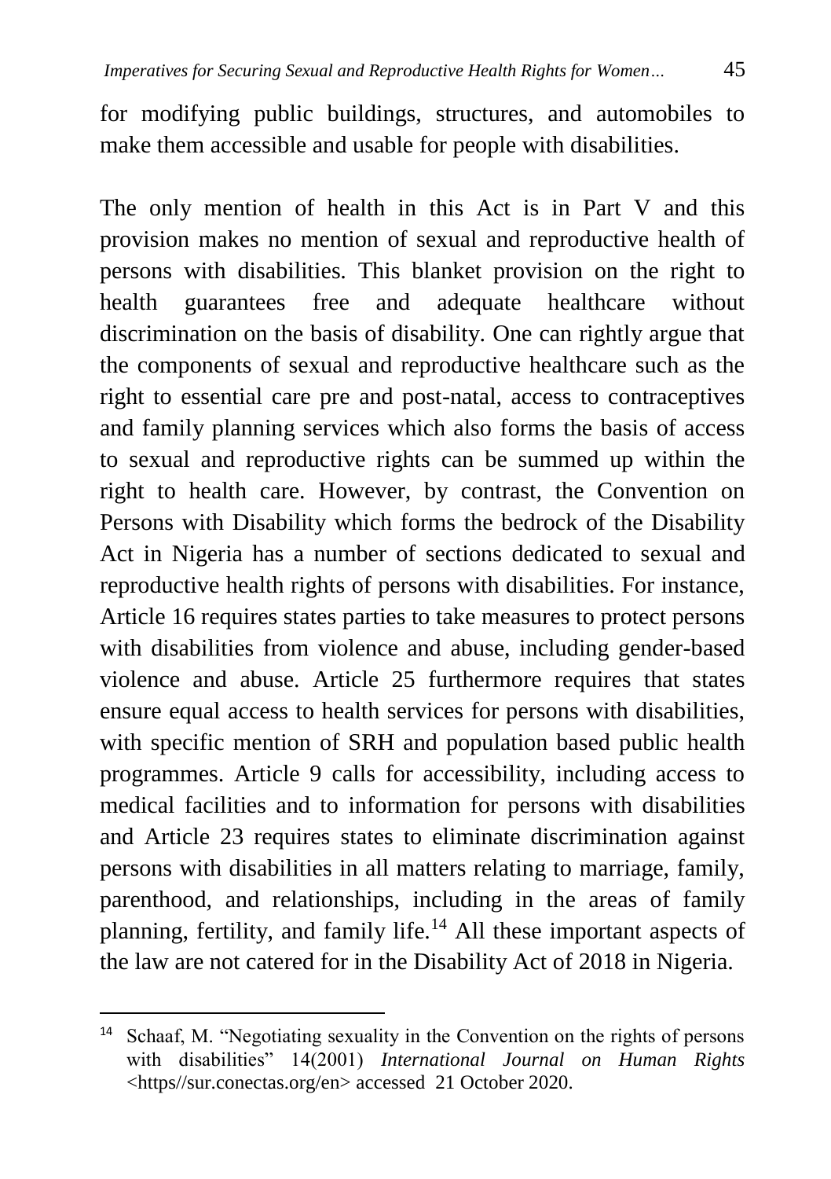for modifying public buildings, structures, and automobiles to make them accessible and usable for people with disabilities.

The only mention of health in this Act is in Part V and this provision makes no mention of sexual and reproductive health of persons with disabilities. This blanket provision on the right to health guarantees free and adequate healthcare without discrimination on the basis of disability. One can rightly argue that the components of sexual and reproductive healthcare such as the right to essential care pre and post-natal, access to contraceptives and family planning services which also forms the basis of access to sexual and reproductive rights can be summed up within the right to health care. However, by contrast, the Convention on Persons with Disability which forms the bedrock of the Disability Act in Nigeria has a number of sections dedicated to sexual and reproductive health rights of persons with disabilities. For instance, Article 16 requires states parties to take measures to protect persons with disabilities from violence and abuse, including gender-based violence and abuse. Article 25 furthermore requires that states ensure equal access to health services for persons with disabilities, with specific mention of SRH and population based public health programmes. Article 9 calls for accessibility, including access to medical facilities and to information for persons with disabilities and Article 23 requires states to eliminate discrimination against persons with disabilities in all matters relating to marriage, family, parenthood, and relationships, including in the areas of family planning, fertility, and family life.[14] All these important aspects of the law are not catered for in the Disability Act of 2018 in Nigeria.

---

[14] Schaaf, M. "Negotiating sexuality in the Convention on the rights of persons with disabilities" 14(2001) *International Journal on Human Rights* <https//sur.conectas.org/en> accessed 21 October 2020.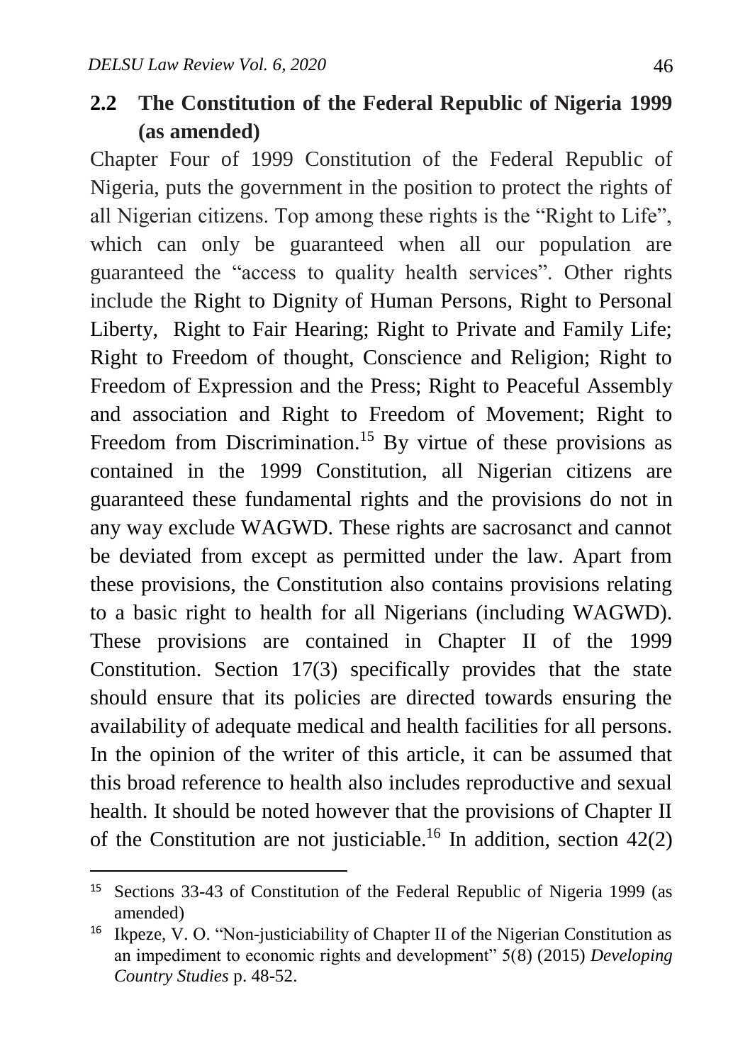## 2.2 The Constitution of the Federal Republic of Nigeria 1999 (as amended)

Chapter Four of 1999 Constitution of the Federal Republic of Nigeria, puts the government in the position to protect the rights of all Nigerian citizens. Top among these rights is the "Right to Life", which can only be guaranteed when all our population are guaranteed the "access to quality health services". Other rights include the Right to Dignity of Human Persons, Right to Personal Liberty, Right to Fair Hearing; Right to Private and Family Life; Right to Freedom of thought, Conscience and Religion; Right to Freedom of Expression and the Press; Right to Peaceful Assembly and association and Right to Freedom of Movement; Right to Freedom from Discrimination.[15] By virtue of these provisions as contained in the 1999 Constitution, all Nigerian citizens are guaranteed these fundamental rights and the provisions do not in any way exclude WAGWD. These rights are sacrosanct and cannot be deviated from except as permitted under the law. Apart from these provisions, the Constitution also contains provisions relating to a basic right to health for all Nigerians (including WAGWD). These provisions are contained in Chapter II of the 1999 Constitution. Section 17(3) specifically provides that the state should ensure that its policies are directed towards ensuring the availability of adequate medical and health facilities for all persons. In the opinion of the writer of this article, it can be assumed that this broad reference to health also includes reproductive and sexual health. It should be noted however that the provisions of Chapter II of the Constitution are not justiciable.[16] In addition, section 42(2)

---

[15] Sections 33-43 of Constitution of the Federal Republic of Nigeria 1999 (as amended)

[16] Ikpeze, V. O. "Non-justiciability of Chapter II of the Nigerian Constitution as an impediment to economic rights and development" 5(8) (2015) *Developing Country Studies* p. 48-52.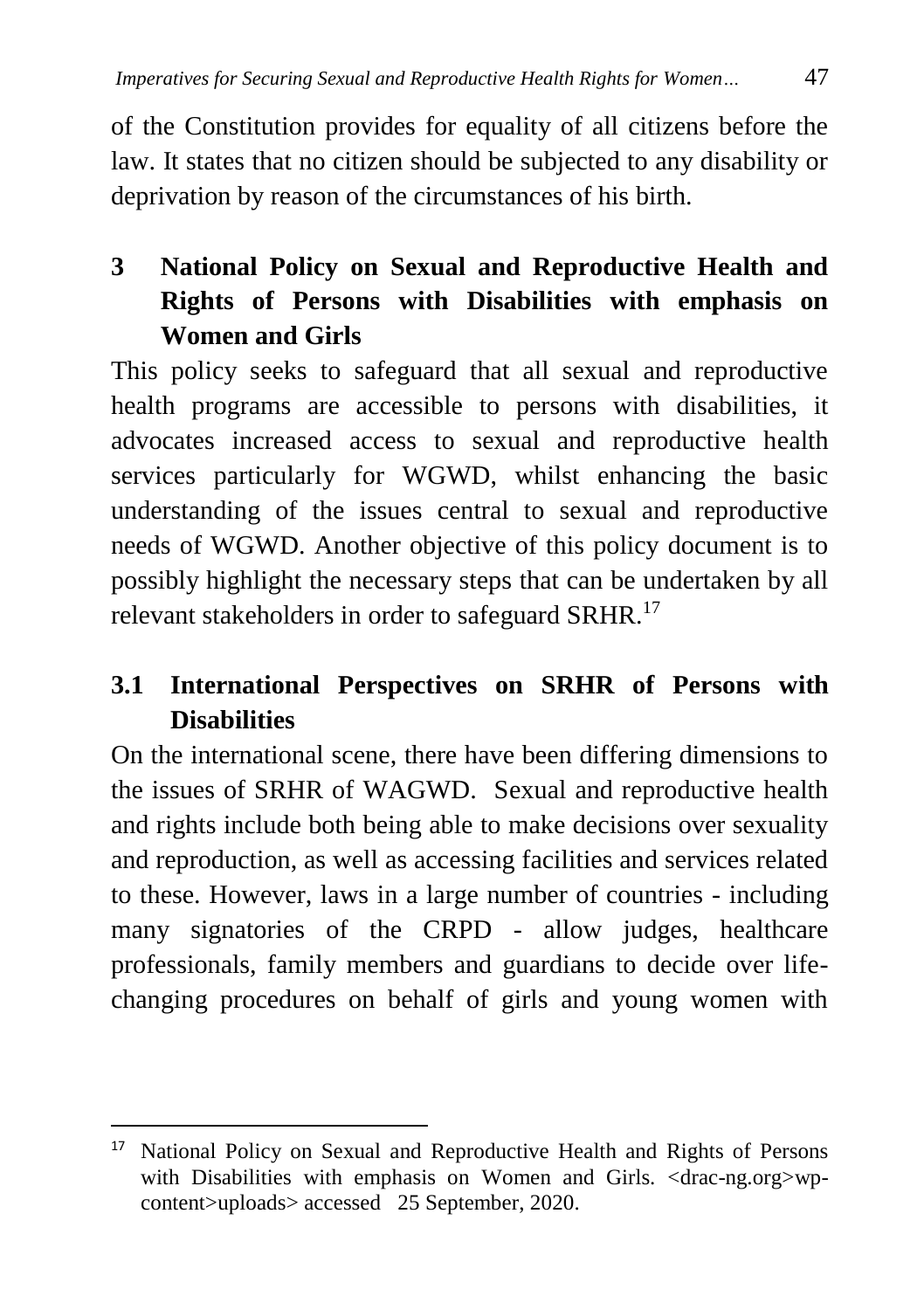of the Constitution provides for equality of all citizens before the law. It states that no citizen should be subjected to any disability or deprivation by reason of the circumstances of his birth.

## 3 National Policy on Sexual and Reproductive Health and Rights of Persons with Disabilities with emphasis on Women and Girls

This policy seeks to safeguard that all sexual and reproductive health programs are accessible to persons with disabilities, it advocates increased access to sexual and reproductive health services particularly for WGWD, whilst enhancing the basic understanding of the issues central to sexual and reproductive needs of WGWD. Another objective of this policy document is to possibly highlight the necessary steps that can be undertaken by all relevant stakeholders in order to safeguard SRHR.[17]

### 3.1 International Perspectives on SRHR of Persons with Disabilities

On the international scene, there have been differing dimensions to the issues of SRHR of WAGWD. Sexual and reproductive health and rights include both being able to make decisions over sexuality and reproduction, as well as accessing facilities and services related to these. However, laws in a large number of countries - including many signatories of the CRPD - allow judges, healthcare professionals, family members and guardians to decide over life-changing procedures on behalf of girls and young women with

---

[17] National Policy on Sexual and Reproductive Health and Rights of Persons with Disabilities with emphasis on Women and Girls. <drac-ng.org>wp-content>uploads> accessed 25 September, 2020.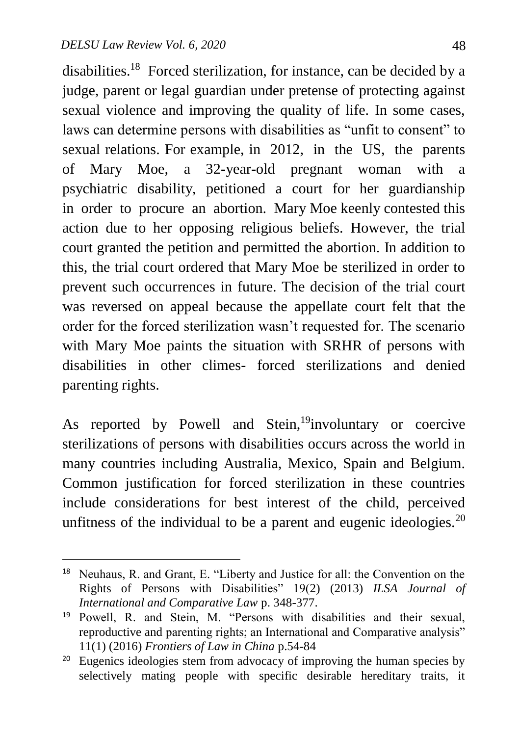disabilities.[18] Forced sterilization, for instance, can be decided by a judge, parent or legal guardian under pretense of protecting against sexual violence and improving the quality of life. In some cases, laws can determine persons with disabilities as "unfit to consent" to sexual relations. For example, in 2012, in the US, the parents of Mary Moe, a 32-year-old pregnant woman with a psychiatric disability, petitioned a court for her guardianship in order to procure an abortion. Mary Moe keenly contested this action due to her opposing religious beliefs. However, the trial court granted the petition and permitted the abortion. In addition to this, the trial court ordered that Mary Moe be sterilized in order to prevent such occurrences in future. The decision of the trial court was reversed on appeal because the appellate court felt that the order for the forced sterilization wasn't requested for. The scenario with Mary Moe paints the situation with SRHR of persons with disabilities in other climes- forced sterilizations and denied parenting rights.

As reported by Powell and Stein,[19]involuntary or coercive sterilizations of persons with disabilities occurs across the world in many countries including Australia, Mexico, Spain and Belgium. Common justification for forced sterilization in these countries include considerations for best interest of the child, perceived unfitness of the individual to be a parent and eugenic ideologies.[20]

---

[18] Neuhaus, R. and Grant, E. "Liberty and Justice for all: the Convention on the Rights of Persons with Disabilities" 19(2) (2013) *ILSA Journal of International and Comparative Law* p. 348-377.

[19] Powell, R. and Stein, M. "Persons with disabilities and their sexual, reproductive and parenting rights; an International and Comparative analysis" 11(1) (2016) *Frontiers of Law in China* p.54-84

[20] Eugenics ideologies stem from advocacy of improving the human species by selectively mating people with specific desirable hereditary traits, it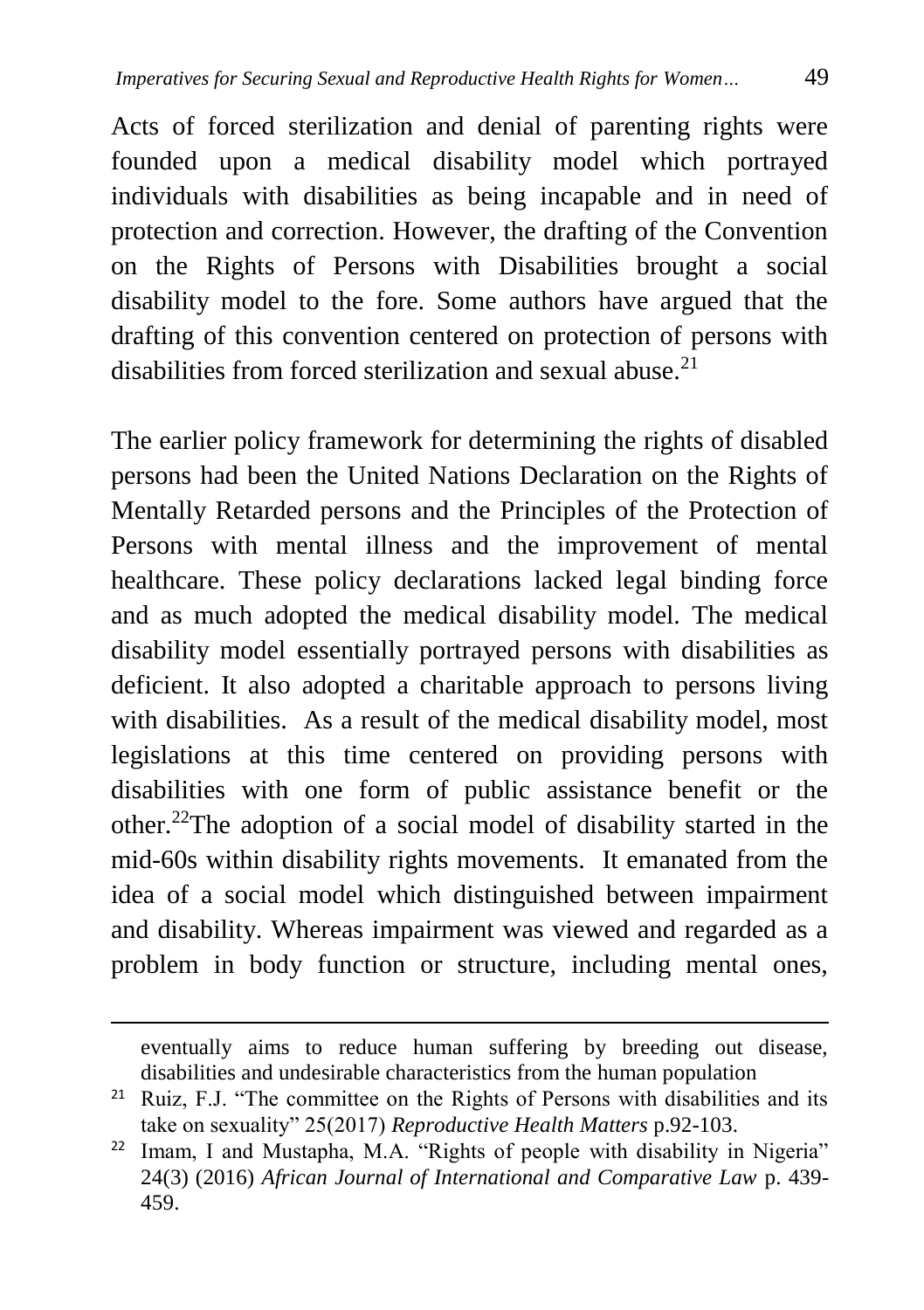Acts of forced sterilization and denial of parenting rights were founded upon a medical disability model which portrayed individuals with disabilities as being incapable and in need of protection and correction. However, the drafting of the Convention on the Rights of Persons with Disabilities brought a social disability model to the fore. Some authors have argued that the drafting of this convention centered on protection of persons with disabilities from forced sterilization and sexual abuse.[21]

The earlier policy framework for determining the rights of disabled persons had been the United Nations Declaration on the Rights of Mentally Retarded persons and the Principles of the Protection of Persons with mental illness and the improvement of mental healthcare. These policy declarations lacked legal binding force and as much adopted the medical disability model. The medical disability model essentially portrayed persons with disabilities as deficient. It also adopted a charitable approach to persons living with disabilities. As a result of the medical disability model, most legislations at this time centered on providing persons with disabilities with one form of public assistance benefit or the other.[22]The adoption of a social model of disability started in the mid-60s within disability rights movements. It emanated from the idea of a social model which distinguished between impairment and disability. Whereas impairment was viewed and regarded as a problem in body function or structure, including mental ones,

---

eventually aims to reduce human suffering by breeding out disease, disabilities and undesirable characteristics from the human population

[21] Ruiz, F.J. "The committee on the Rights of Persons with disabilities and its take on sexuality" 25(2017) *Reproductive Health Matters* p.92-103.

[22] Imam, I and Mustapha, M.A. "Rights of people with disability in Nigeria" 24(3) (2016) *African Journal of International and Comparative Law* p. 439-459.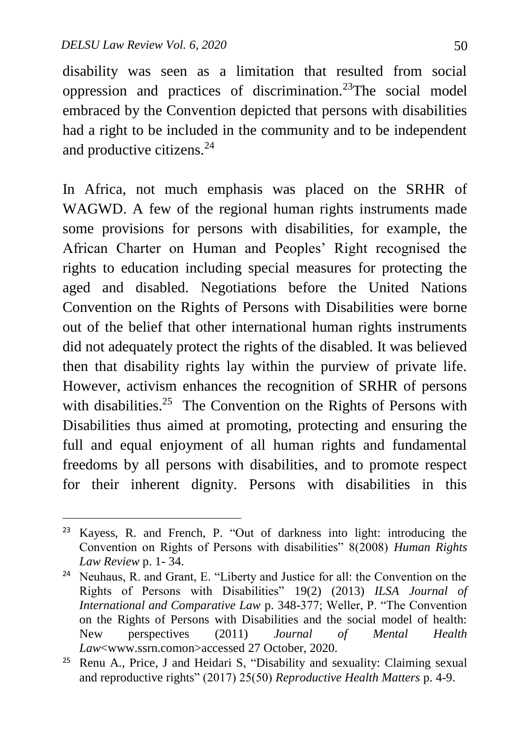disability was seen as a limitation that resulted from social oppression and practices of discrimination.[23]The social model embraced by the Convention depicted that persons with disabilities had a right to be included in the community and to be independent and productive citizens.[24]

In Africa, not much emphasis was placed on the SRHR of WAGWD. A few of the regional human rights instruments made some provisions for persons with disabilities, for example, the African Charter on Human and Peoples' Right recognised the rights to education including special measures for protecting the aged and disabled. Negotiations before the United Nations Convention on the Rights of Persons with Disabilities were borne out of the belief that other international human rights instruments did not adequately protect the rights of the disabled. It was believed then that disability rights lay within the purview of private life. However, activism enhances the recognition of SRHR of persons with disabilities.[25] The Convention on the Rights of Persons with Disabilities thus aimed at promoting, protecting and ensuring the full and equal enjoyment of all human rights and fundamental freedoms by all persons with disabilities, and to promote respect for their inherent dignity. Persons with disabilities in this

---

[23] Kayess, R. and French, P. "Out of darkness into light: introducing the Convention on Rights of Persons with disabilities" 8(2008) *Human Rights Law Review* p. 1- 34.

[24] Neuhaus, R. and Grant, E. "Liberty and Justice for all: the Convention on the Rights of Persons with Disabilities" 19(2) (2013) *ILSA Journal of International and Comparative Law* p. 348-377; Weller, P. "The Convention on the Rights of Persons with Disabilities and the social model of health: New perspectives (2011) *Journal of Mental Health Law*<www.ssrn.comon>accessed 27 October, 2020.

[25] Renu A., Price, J and Heidari S, "Disability and sexuality: Claiming sexual and reproductive rights" (2017) 25(50) *Reproductive Health Matters* p. 4-9.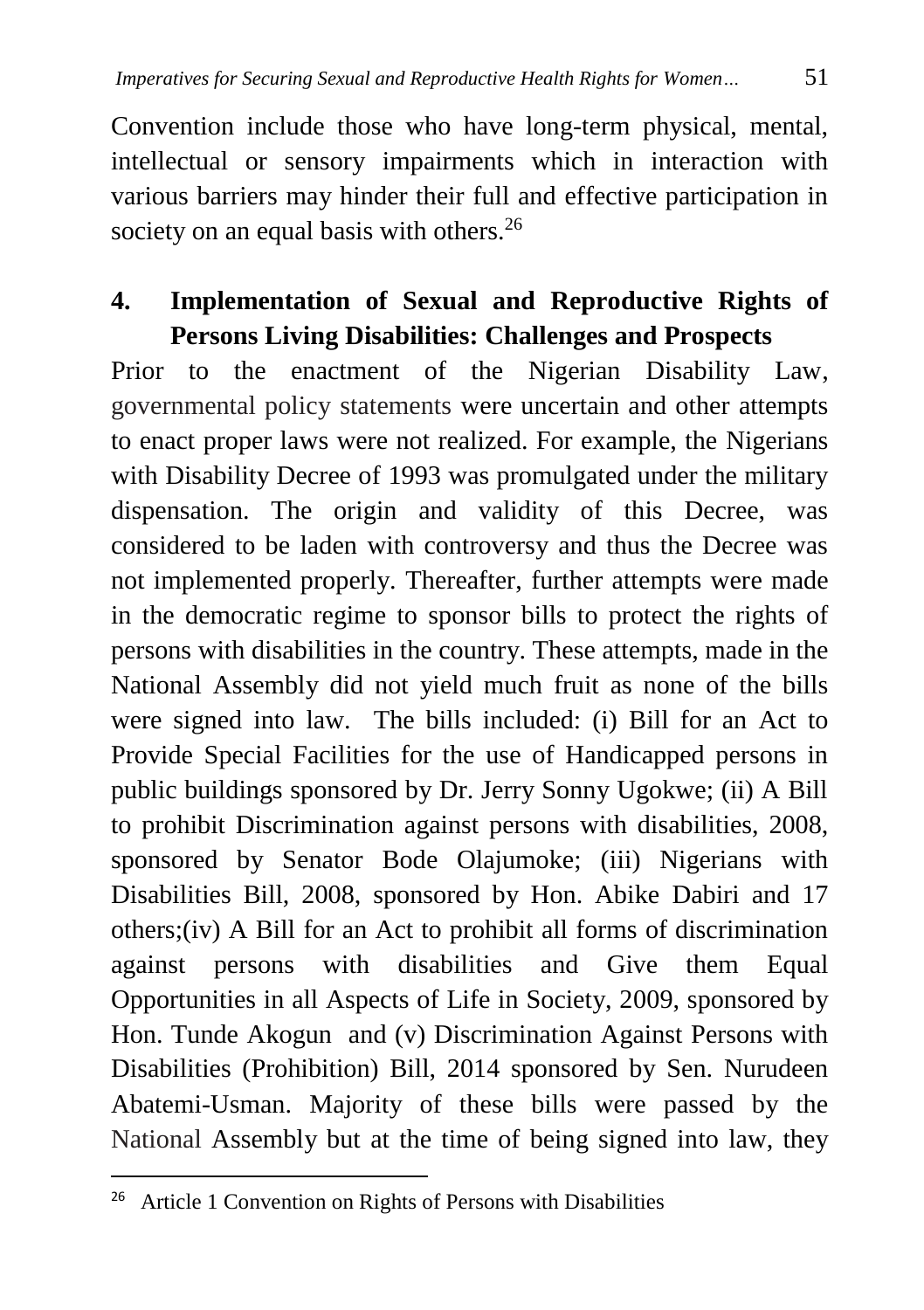Convention include those who have long-term physical, mental, intellectual or sensory impairments which in interaction with various barriers may hinder their full and effective participation in society on an equal basis with others.[26]

## 4. Implementation of Sexual and Reproductive Rights of Persons Living Disabilities: Challenges and Prospects

Prior to the enactment of the Nigerian Disability Law, governmental policy statements were uncertain and other attempts to enact proper laws were not realized. For example, the Nigerians with Disability Decree of 1993 was promulgated under the military dispensation. The origin and validity of this Decree, was considered to be laden with controversy and thus the Decree was not implemented properly. Thereafter, further attempts were made in the democratic regime to sponsor bills to protect the rights of persons with disabilities in the country. These attempts, made in the National Assembly did not yield much fruit as none of the bills were signed into law. The bills included: (i) Bill for an Act to Provide Special Facilities for the use of Handicapped persons in public buildings sponsored by Dr. Jerry Sonny Ugokwe; (ii) A Bill to prohibit Discrimination against persons with disabilities, 2008, sponsored by Senator Bode Olajumoke; (iii) Nigerians with Disabilities Bill, 2008, sponsored by Hon. Abike Dabiri and 17 others;(iv) A Bill for an Act to prohibit all forms of discrimination against persons with disabilities and Give them Equal Opportunities in all Aspects of Life in Society, 2009, sponsored by Hon. Tunde Akogun and (v) Discrimination Against Persons with Disabilities (Prohibition) Bill, 2014 sponsored by Sen. Nurudeen Abatemi-Usman. Majority of these bills were passed by the National Assembly but at the time of being signed into law, they

---

[26] Article 1 Convention on Rights of Persons with Disabilities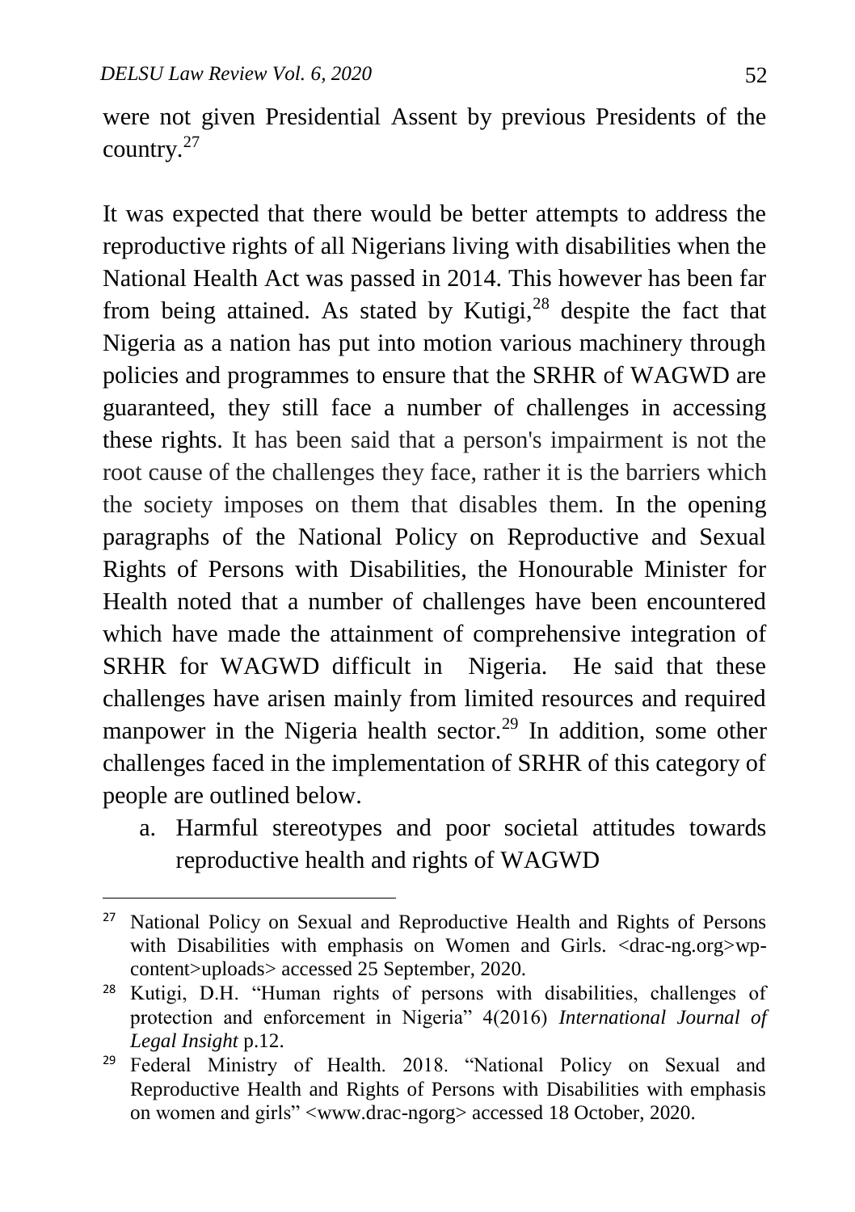were not given Presidential Assent by previous Presidents of the country.[27]

It was expected that there would be better attempts to address the reproductive rights of all Nigerians living with disabilities when the National Health Act was passed in 2014. This however has been far from being attained. As stated by Kutigi,[28] despite the fact that Nigeria as a nation has put into motion various machinery through policies and programmes to ensure that the SRHR of WAGWD are guaranteed, they still face a number of challenges in accessing these rights. It has been said that a person's impairment is not the root cause of the challenges they face, rather it is the barriers which the society imposes on them that disables them. In the opening paragraphs of the National Policy on Reproductive and Sexual Rights of Persons with Disabilities, the Honourable Minister for Health noted that a number of challenges have been encountered which have made the attainment of comprehensive integration of SRHR for WAGWD difficult in Nigeria. He said that these challenges have arisen mainly from limited resources and required manpower in the Nigeria health sector.[29] In addition, some other challenges faced in the implementation of SRHR of this category of people are outlined below.

a. Harmful stereotypes and poor societal attitudes towards reproductive health and rights of WAGWD

---

[27] National Policy on Sexual and Reproductive Health and Rights of Persons with Disabilities with emphasis on Women and Girls. <drac-ng.org>wp-content>uploads> accessed 25 September, 2020.

[28] Kutigi, D.H. "Human rights of persons with disabilities, challenges of protection and enforcement in Nigeria" 4(2016) *International Journal of Legal Insight* p.12.

[29] Federal Ministry of Health. 2018. "National Policy on Sexual and Reproductive Health and Rights of Persons with Disabilities with emphasis on women and girls" <www.drac-ngorg> accessed 18 October, 2020.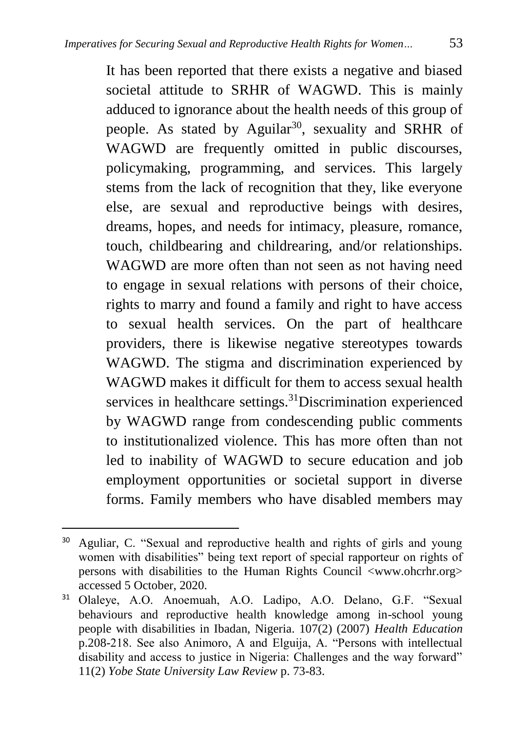It has been reported that there exists a negative and biased societal attitude to SRHR of WAGWD. This is mainly adduced to ignorance about the health needs of this group of people. As stated by Aguilar[30], sexuality and SRHR of WAGWD are frequently omitted in public discourses, policymaking, programming, and services. This largely stems from the lack of recognition that they, like everyone else, are sexual and reproductive beings with desires, dreams, hopes, and needs for intimacy, pleasure, romance, touch, childbearing and childrearing, and/or relationships. WAGWD are more often than not seen as not having need to engage in sexual relations with persons of their choice, rights to marry and found a family and right to have access to sexual health services. On the part of healthcare providers, there is likewise negative stereotypes towards WAGWD. The stigma and discrimination experienced by WAGWD makes it difficult for them to access sexual health services in healthcare settings.[31]Discrimination experienced by WAGWD range from condescending public comments to institutionalized violence. This has more often than not led to inability of WAGWD to secure education and job employment opportunities or societal support in diverse forms. Family members who have disabled members may

---

[30] Aguliar, C. "Sexual and reproductive health and rights of girls and young women with disabilities" being text report of special rapporteur on rights of persons with disabilities to the Human Rights Council <www.ohcrhr.org> accessed 5 October, 2020.

[31] Olaleye, A.O. Anoemuah, A.O. Ladipo, A.O. Delano, G.F. "Sexual behaviours and reproductive health knowledge among in-school young people with disabilities in Ibadan, Nigeria. 107(2) (2007) *Health Education* p.208-218. See also Animoro, A and Elguija, A. "Persons with intellectual disability and access to justice in Nigeria: Challenges and the way forward" 11(2) *Yobe State University Law Review* p. 73-83.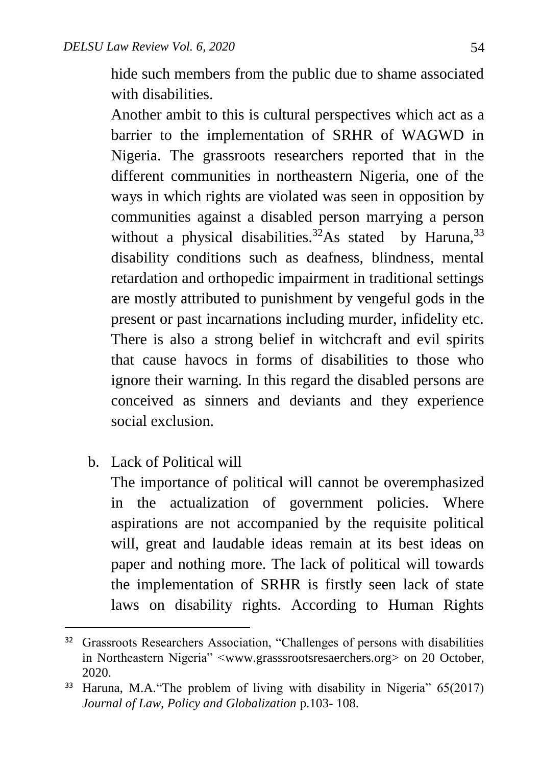hide such members from the public due to shame associated with disabilities.

Another ambit to this is cultural perspectives which act as a barrier to the implementation of SRHR of WAGWD in Nigeria. The grassroots researchers reported that in the different communities in northeastern Nigeria, one of the ways in which rights are violated was seen in opposition by communities against a disabled person marrying a person without a physical disabilities.[32]As stated by Haruna,[33] disability conditions such as deafness, blindness, mental retardation and orthopedic impairment in traditional settings are mostly attributed to punishment by vengeful gods in the present or past incarnations including murder, infidelity etc. There is also a strong belief in witchcraft and evil spirits that cause havocs in forms of disabilities to those who ignore their warning. In this regard the disabled persons are conceived as sinners and deviants and they experience social exclusion.

b. Lack of Political will

The importance of political will cannot be overemphasized in the actualization of government policies. Where aspirations are not accompanied by the requisite political will, great and laudable ideas remain at its best ideas on paper and nothing more. The lack of political will towards the implementation of SRHR is firstly seen lack of state laws on disability rights. According to Human Rights

---

[32] Grassroots Researchers Association, "Challenges of persons with disabilities in Northeastern Nigeria" <www.grasssrootsresaerchers.org> on 20 October, 2020.

[33] Haruna, M.A."The problem of living with disability in Nigeria" 65(2017) *Journal of Law, Policy and Globalization* p.103- 108.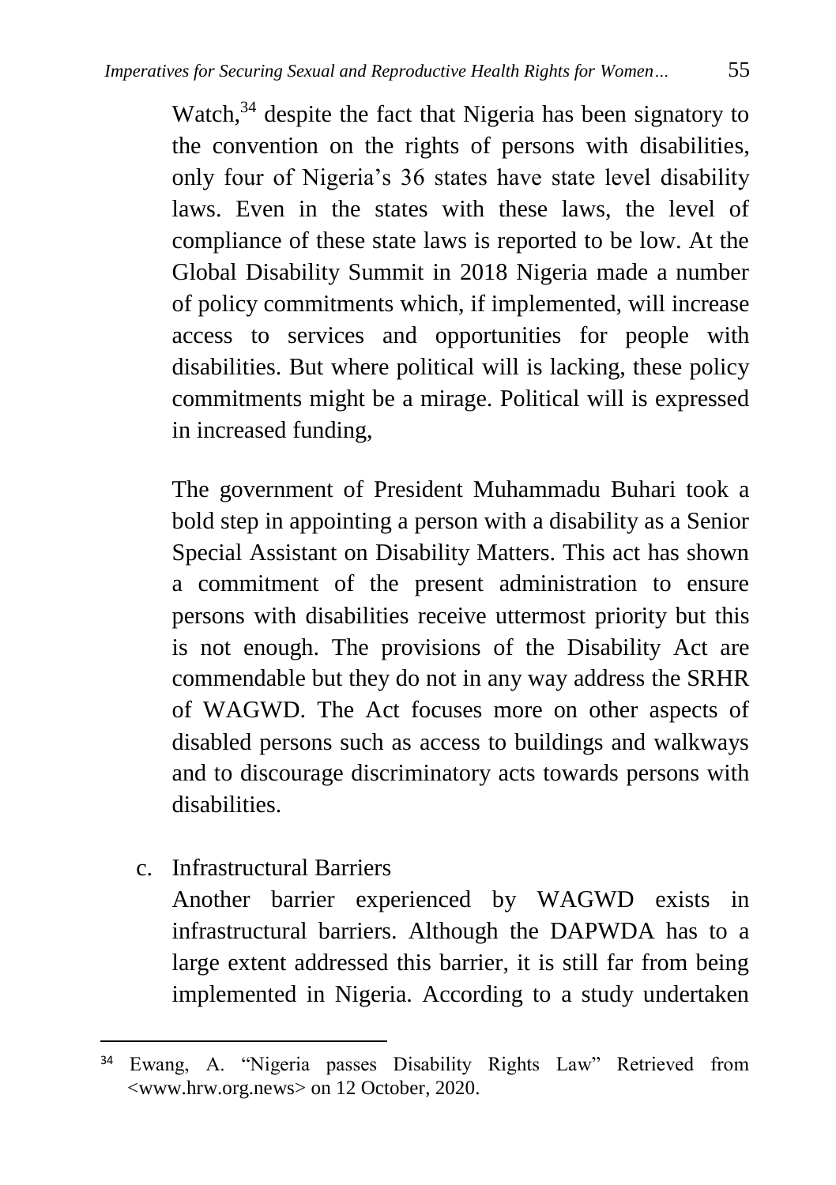Watch,[34] despite the fact that Nigeria has been signatory to the convention on the rights of persons with disabilities, only four of Nigeria's 36 states have state level disability laws. Even in the states with these laws, the level of compliance of these state laws is reported to be low. At the Global Disability Summit in 2018 Nigeria made a number of policy commitments which, if implemented, will increase access to services and opportunities for people with disabilities. But where political will is lacking, these policy commitments might be a mirage. Political will is expressed in increased funding,

The government of President Muhammadu Buhari took a bold step in appointing a person with a disability as a Senior Special Assistant on Disability Matters. This act has shown a commitment of the present administration to ensure persons with disabilities receive uttermost priority but this is not enough. The provisions of the Disability Act are commendable but they do not in any way address the SRHR of WAGWD. The Act focuses more on other aspects of disabled persons such as access to buildings and walkways and to discourage discriminatory acts towards persons with disabilities.

c. Infrastructural Barriers

Another barrier experienced by WAGWD exists in infrastructural barriers. Although the DAPWDA has to a large extent addressed this barrier, it is still far from being implemented in Nigeria. According to a study undertaken

---

[34] Ewang, A. "Nigeria passes Disability Rights Law" Retrieved from <www.hrw.org.news> on 12 October, 2020.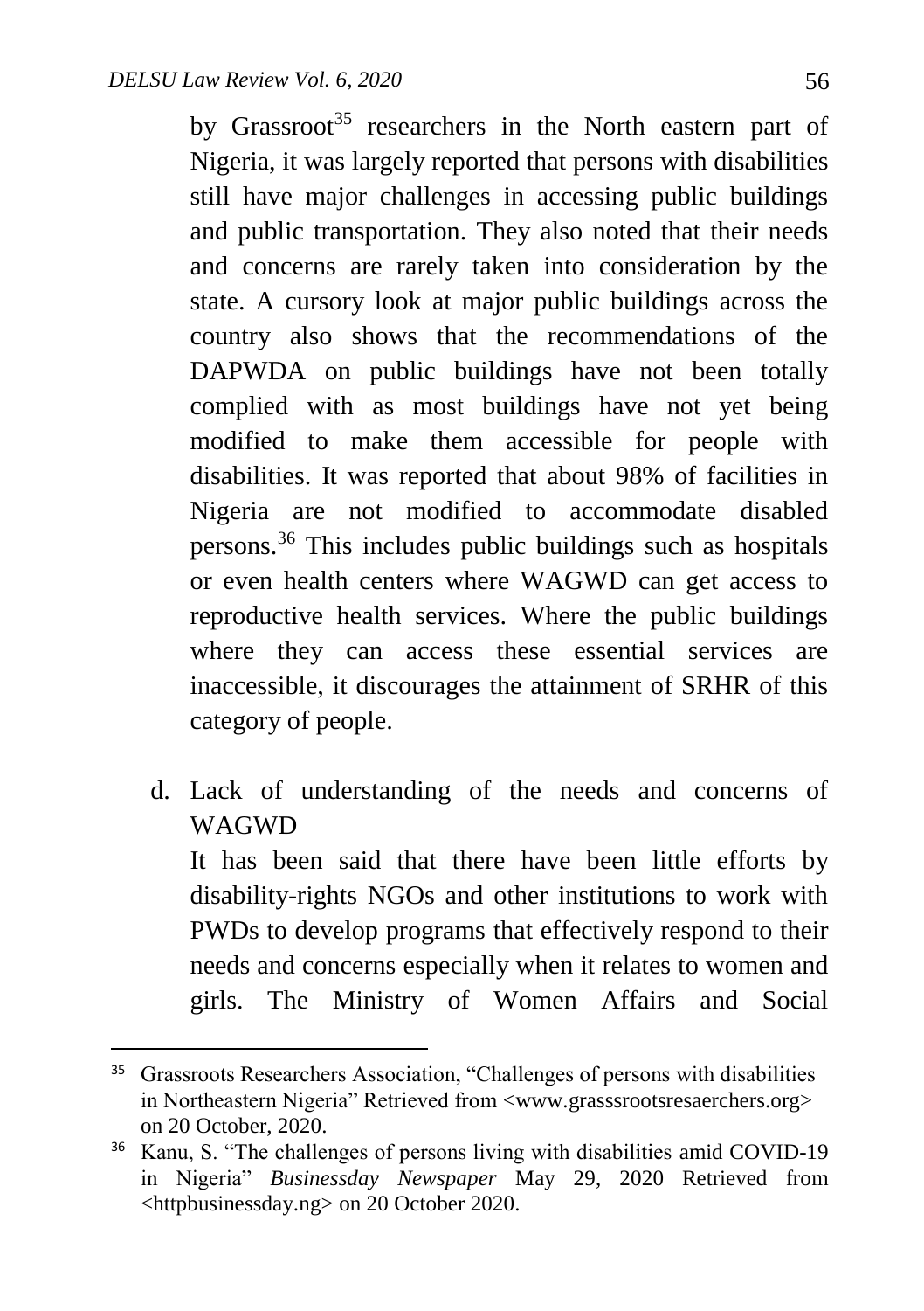by Grassroot[35] researchers in the North eastern part of Nigeria, it was largely reported that persons with disabilities still have major challenges in accessing public buildings and public transportation. They also noted that their needs and concerns are rarely taken into consideration by the state. A cursory look at major public buildings across the country also shows that the recommendations of the DAPWDA on public buildings have not been totally complied with as most buildings have not yet being modified to make them accessible for people with disabilities. It was reported that about 98% of facilities in Nigeria are not modified to accommodate disabled persons.[36] This includes public buildings such as hospitals or even health centers where WAGWD can get access to reproductive health services. Where the public buildings where they can access these essential services are inaccessible, it discourages the attainment of SRHR of this category of people.

d. Lack of understanding of the needs and concerns of WAGWD

It has been said that there have been little efforts by disability-rights NGOs and other institutions to work with PWDs to develop programs that effectively respond to their needs and concerns especially when it relates to women and girls. The Ministry of Women Affairs and Social

---

[35] Grassroots Researchers Association, "Challenges of persons with disabilities in Northeastern Nigeria" Retrieved from <www.grasssrootsresaerchers.org> on 20 October, 2020.

[36] Kanu, S. "The challenges of persons living with disabilities amid COVID-19 in Nigeria" *Businessday Newspaper* May 29, 2020 Retrieved from <httpbusinessday.ng> on 20 October 2020.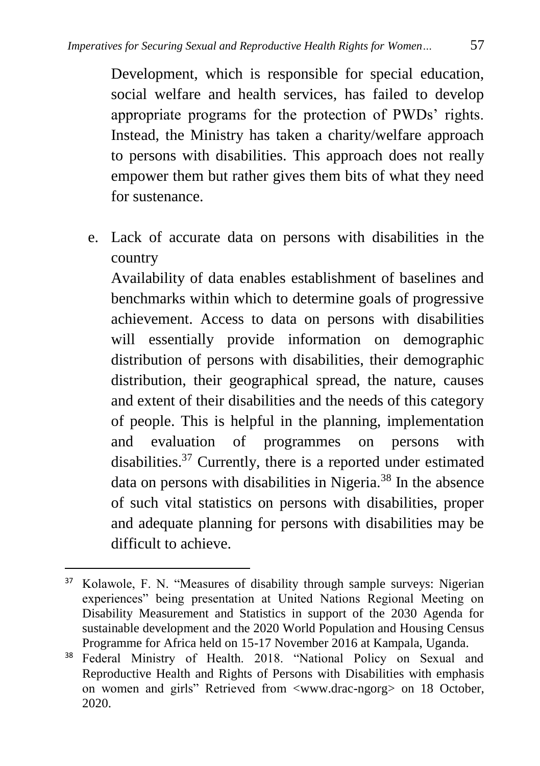Development, which is responsible for special education, social welfare and health services, has failed to develop appropriate programs for the protection of PWDs' rights. Instead, the Ministry has taken a charity/welfare approach to persons with disabilities. This approach does not really empower them but rather gives them bits of what they need for sustenance.

e. Lack of accurate data on persons with disabilities in the country

   Availability of data enables establishment of baselines and benchmarks within which to determine goals of progressive achievement. Access to data on persons with disabilities will essentially provide information on demographic distribution of persons with disabilities, their demographic distribution, their geographical spread, the nature, causes and extent of their disabilities and the needs of this category of people. This is helpful in the planning, implementation and evaluation of programmes on persons with disabilities.[37] Currently, there is a reported under estimated data on persons with disabilities in Nigeria.[38] In the absence of such vital statistics on persons with disabilities, proper and adequate planning for persons with disabilities may be difficult to achieve.

---

[37] Kolawole, F. N. "Measures of disability through sample surveys: Nigerian experiences" being presentation at United Nations Regional Meeting on Disability Measurement and Statistics in support of the 2030 Agenda for sustainable development and the 2020 World Population and Housing Census Programme for Africa held on 15-17 November 2016 at Kampala, Uganda.

[38] Federal Ministry of Health. 2018. "National Policy on Sexual and Reproductive Health and Rights of Persons with Disabilities with emphasis on women and girls" Retrieved from <www.drac-ngorg> on 18 October, 2020.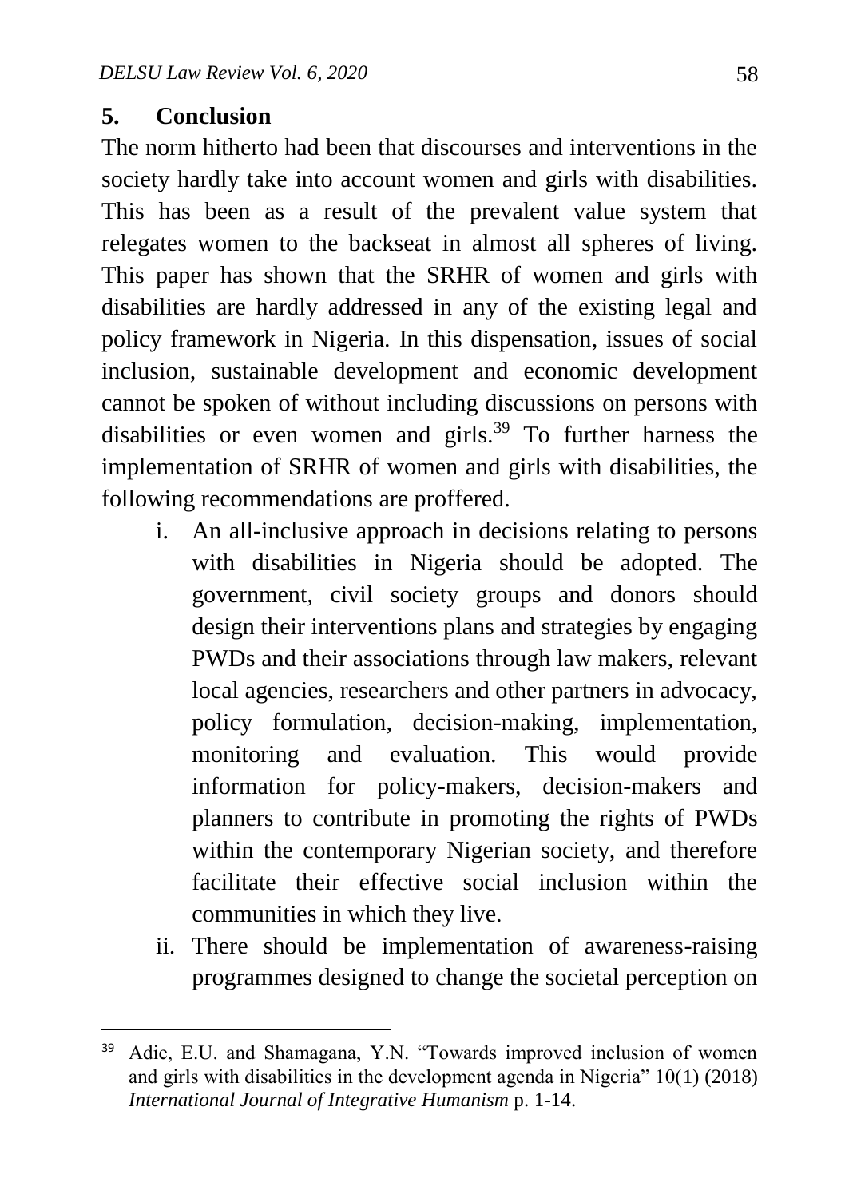## 5. Conclusion

The norm hitherto had been that discourses and interventions in the society hardly take into account women and girls with disabilities. This has been as a result of the prevalent value system that relegates women to the backseat in almost all spheres of living. This paper has shown that the SRHR of women and girls with disabilities are hardly addressed in any of the existing legal and policy framework in Nigeria. In this dispensation, issues of social inclusion, sustainable development and economic development cannot be spoken of without including discussions on persons with disabilities or even women and girls.[39] To further harness the implementation of SRHR of women and girls with disabilities, the following recommendations are proffered.

i. An all-inclusive approach in decisions relating to persons with disabilities in Nigeria should be adopted. The government, civil society groups and donors should design their interventions plans and strategies by engaging PWDs and their associations through law makers, relevant local agencies, researchers and other partners in advocacy, policy formulation, decision-making, implementation, monitoring and evaluation. This would provide information for policy-makers, decision-makers and planners to contribute in promoting the rights of PWDs within the contemporary Nigerian society, and therefore facilitate their effective social inclusion within the communities in which they live.

ii. There should be implementation of awareness-raising programmes designed to change the societal perception on

---

[39] Adie, E.U. and Shamagana, Y.N. "Towards improved inclusion of women and girls with disabilities in the development agenda in Nigeria" 10(1) (2018) *International Journal of Integrative Humanism* p. 1-14.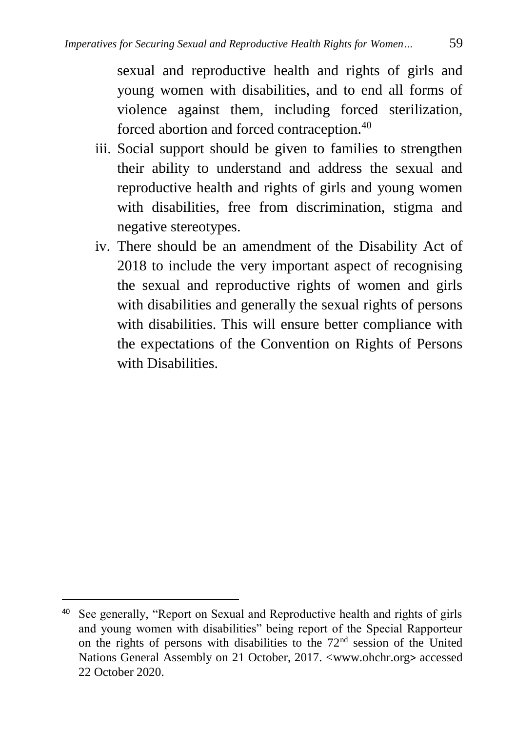sexual and reproductive health and rights of girls and young women with disabilities, and to end all forms of violence against them, including forced sterilization, forced abortion and forced contraception.[40]

iii. Social support should be given to families to strengthen their ability to understand and address the sexual and reproductive health and rights of girls and young women with disabilities, free from discrimination, stigma and negative stereotypes.

iv. There should be an amendment of the Disability Act of 2018 to include the very important aspect of recognising the sexual and reproductive rights of women and girls with disabilities and generally the sexual rights of persons with disabilities. This will ensure better compliance with the expectations of the Convention on Rights of Persons with Disabilities.

---

[40] See generally, "Report on Sexual and Reproductive health and rights of girls and young women with disabilities" being report of the Special Rapporteur on the rights of persons with disabilities to the 72nd session of the United Nations General Assembly on 21 October, 2017. <www.ohchr.org> accessed 22 October 2020.